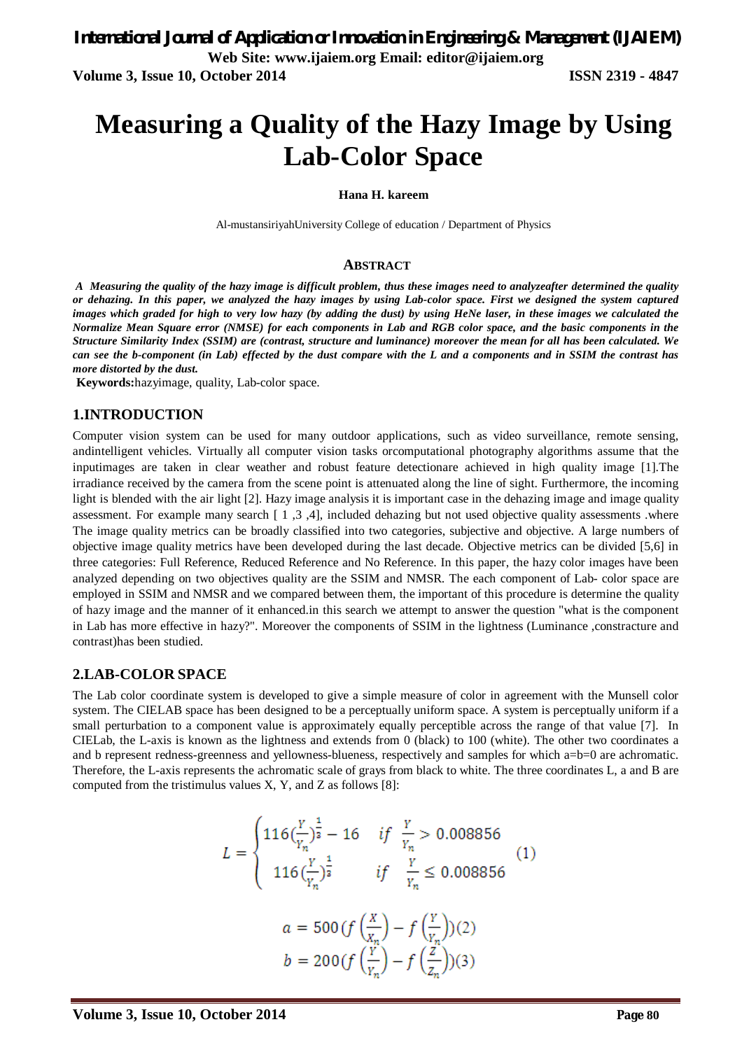# Measuring a Quality of the Hazy Image by Using Lab-Color Space

**Hana H. kareem**

Al-mustansiriyahUniversity College of education / Department of Physics

## ABSTRACT

***A Measuring the quality of the hazy image is difficult problem, thus these images need to analyzeafter determined the quality or dehazing. In this paper, we analyzed the hazy images by using Lab-color space. First we designed the system captured images which graded for high to very low hazy (by adding the dust) by using HeNe laser, in these images we calculated the Normalize Mean Square error (NMSE) for each components in Lab and RGB color space, and the basic components in the Structure Similarity Index (SSIM) are (contrast, structure and luminance) moreover the mean for all has been calculated. We can see the b-component (in Lab) effected by the dust compare with the L and a components and in SSIM the contrast has more distorted by the dust.***

**Keywords:**hazyimage, quality, Lab-color space.

## 1.INTRODUCTION

Computer vision system can be used for many outdoor applications, such as video surveillance, remote sensing, andintelligent vehicles. Virtually all computer vision tasks orcomputational photography algorithms assume that the inputimages are taken in clear weather and robust feature detectionare achieved in high quality image [1].The irradiance received by the camera from the scene point is attenuated along the line of sight. Furthermore, the incoming light is blended with the air light [2]. Hazy image analysis it is important case in the dehazing image and image quality assessment. For example many search [ 1 ,3 ,4], included dehazing but not used objective quality assessments .where The image quality metrics can be broadly classified into two categories, subjective and objective. A large numbers of objective image quality metrics have been developed during the last decade. Objective metrics can be divided [5,6] in three categories: Full Reference, Reduced Reference and No Reference. In this paper, the hazy color images have been analyzed depending on two objectives quality are the SSIM and NMSR. The each component of Lab- color space are employed in SSIM and NMSR and we compared between them, the important of this procedure is determine the quality of hazy image and the manner of it enhanced.in this search we attempt to answer the question "what is the component in Lab has more effective in hazy?". Moreover the components of SSIM in the lightness (Luminance ,constracture and contrast)has been studied.

## 2.LAB-COLOR SPACE

The Lab color coordinate system is developed to give a simple measure of color in agreement with the Munsell color system. The CIELAB space has been designed to be a perceptually uniform space. A system is perceptually uniform if a small perturbation to a component value is approximately equally perceptible across the range of that value [7]. In CIELab, the L-axis is known as the lightness and extends from 0 (black) to 100 (white). The other two coordinates a and b represent redness-greenness and yellowness-blueness, respectively and samples for which a=b=0 are achromatic. Therefore, the L-axis represents the achromatic scale of grays from black to white. The three coordinates L, a and B are computed from the tristimulus values X, Y, and Z as follows [8]:

$$L = \begin{cases} 116\left(\frac{Y}{Y_n}\right)^{\frac{1}{3}} - 16 & if \ \frac{Y}{Y_n} > 0.008856 \\ 116\left(\frac{Y}{Y_n}\right)^{\frac{1}{3}} & if \ \frac{Y}{Y_n} \leq 0.008856 \end{cases} \quad (1)$$

$$a = 500\left(f\left(\frac{X}{X_n}\right) - f\left(\frac{Y}{Y_n}\right)\right) (2)$$

$$b = 200\left(f\left(\frac{Y}{Y_n}\right) - f\left(\frac{Z}{Z_n}\right)\right) (3)$$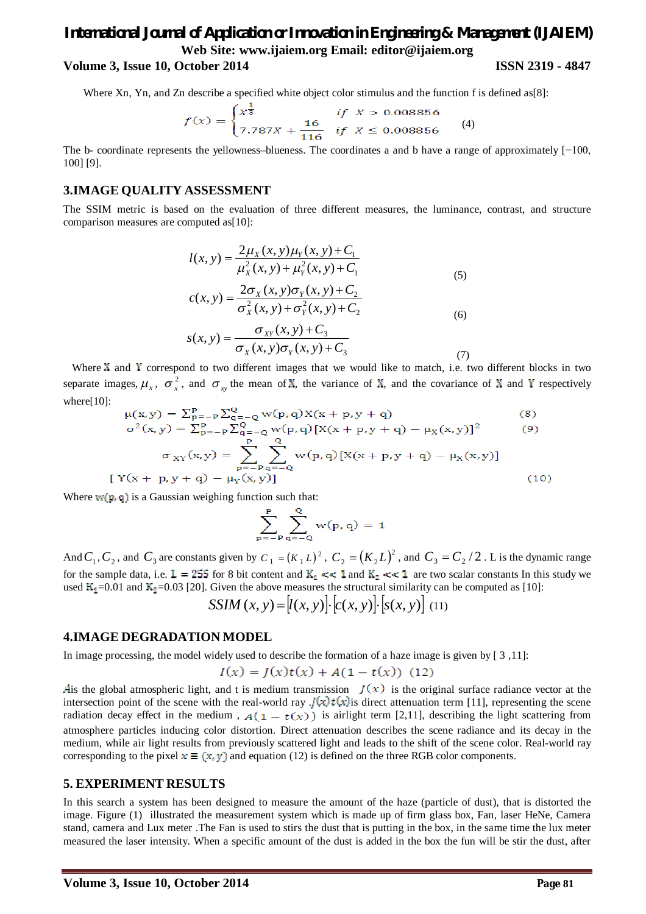Where Xn, Yn, and Zn describe a specified white object color stimulus and the function f is defined as[8]:

$$f(x) = \begin{cases} x^{\frac{1}{3}} & if \;\; X > 0.008856 \\ 7.787X + \frac{16}{116} & if \;\; X \leq 0.008856 \end{cases} \quad (4)$$

The b- coordinate represents the yellowness–blueness. The coordinates a and b have a range of approximately [−100, 100] [9].

## 3.IMAGE QUALITY ASSESSMENT

The SSIM metric is based on the evaluation of three different measures, the luminance, contrast, and structure comparison measures are computed as[10]:

$$l(x,y) = \frac{2\mu_X(x,y)\mu_Y(x,y) + C_1}{\mu_X^2(x,y) + \mu_Y^2(x,y) + C_1} \quad (5)$$

$$c(x,y) = \frac{2\sigma_X(x,y)\sigma_Y(x,y) + C_2}{\sigma_X^2(x,y) + \sigma_Y^2(x,y) + C_2} \quad (6)$$

$$s(x,y) = \frac{\sigma_{XY}(x,y) + C_3}{\sigma_X(x,y)\sigma_Y(x,y) + C_3} \quad (7)$$

Where $X$ and $Y$ correspond to two different images that we would like to match, i.e. two different blocks in two separate images, $\mu_x$, $\sigma_x^2$, and $\sigma_{xy}$ the mean of $X$, the variance of $X$, and the covariance of $X$ and $Y$ respectively where[10]:

$$\mu(x,y) = \sum_{p=-P}^{P}\sum_{q=-Q}^{Q} w(p,q)X(x+p, y+q) \quad (8)$$

$$\sigma^2(x,y) = \sum_{p=-P}^{P}\sum_{q=-Q}^{Q} w(p,q)[X(x+p,y+q) - \mu_X(x,y)]^2 \quad (9)$$

$$\sigma_{XY}(x,y) = \sum_{p=-P}^{P}\sum_{q=-Q}^{Q} w(p,q)[X(x+p,y+q) - \mu_X(x,y)][Y(x+p,y+q) - \mu_Y(x,y)] \quad (10)$$

Where $w(p,q)$ is a Gaussian weighing function such that:

$$\sum_{p=-P}^{P}\sum_{q=-Q}^{Q} w(p,q) = 1$$

And $C_1, C_2$, and $C_3$ are constants given by $C_1 = (K_1 L)^2$, $C_2 = (K_2 L)^2$, and $C_3 = C_2/2$. L is the dynamic range for the sample data, i.e. $L = 255$ for 8 bit content and $K_1 << 1$ and $K_2 << 1$ are two scalar constants In this study we used $K_1$=0.01 and $K_2$=0.03 [20]. Given the above measures the structural similarity can be computed as [10]:

$$SSIM(x,y) = [l(x,y)]\cdot[c(x,y)]\cdot[s(x,y)] \quad (11)$$

## 4.IMAGE DEGRADATION MODEL

In image processing, the model widely used to describe the formation of a haze image is given by [ 3 ,11]:

$$I(x) = J(x)t(x) + A(1 - t(x)) \quad (12)$$

$A$ is the global atmospheric light, and t is medium transmission $J(x)$ is the original surface radiance vector at the intersection point of the scene with the real-world ray .$J(x)t(x)$ is direct attenuation term [11], representing the scene radiation decay effect in the medium , $A(1 - t(x))$ is airlight term [2,11], describing the light scattering from atmosphere particles inducing color distortion. Direct attenuation describes the scene radiance and its decay in the medium, while air light results from previously scattered light and leads to the shift of the scene color. Real-world ray corresponding to the pixel $x \equiv (x, y)$ and equation (12) is defined on the three RGB color components.

## 5. EXPERIMENT RESULTS

In this search a system has been designed to measure the amount of the haze (particle of dust), that is distorted the image. Figure (1) illustrated the measurement system which is made up of firm glass box, Fan, laser HeNe, Camera stand, camera and Lux meter .The Fan is used to stirs the dust that is putting in the box, in the same time the lux meter measured the laser intensity. When a specific amount of the dust is added in the box the fun will be stir the dust, after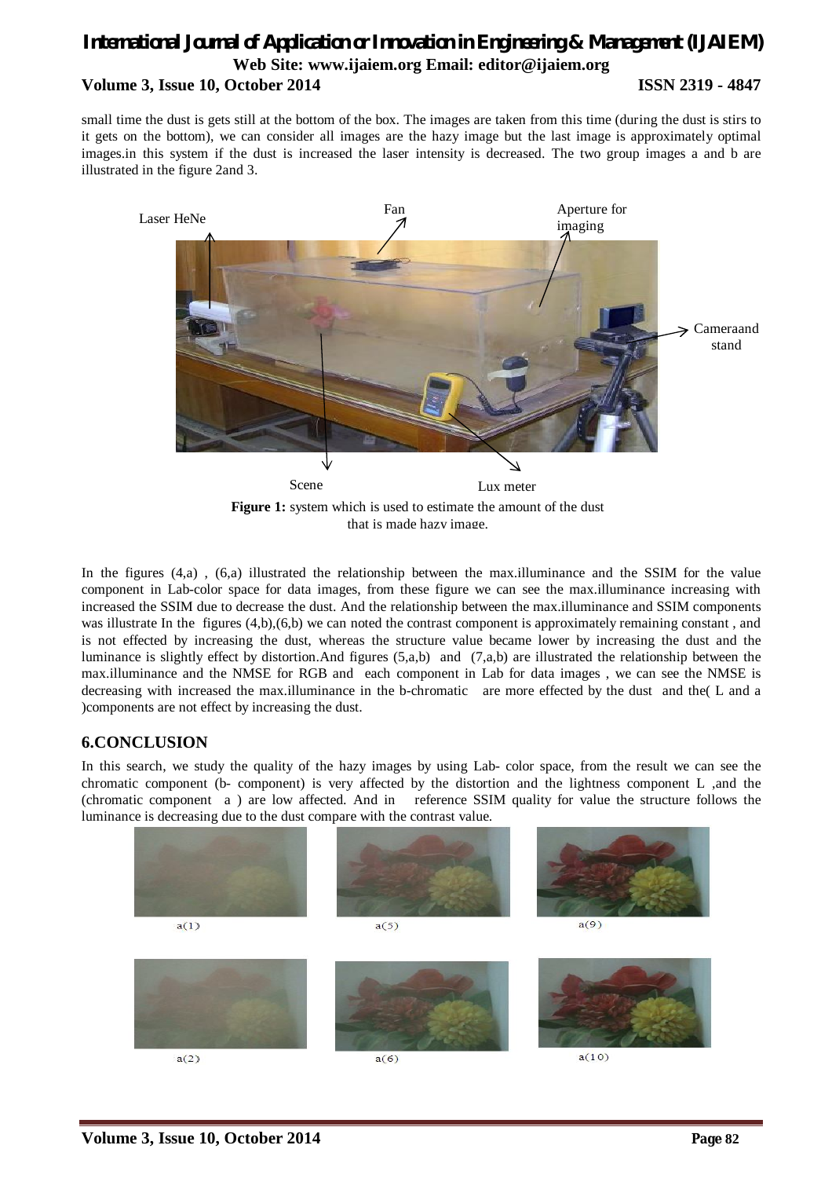small time the dust is gets still at the bottom of the box. The images are taken from this time (during the dust is stirs to it gets on the bottom), we can consider all images are the hazy image but the last image is approximately optimal images.in this system if the dust is increased the laser intensity is decreased. The two group images a and b are illustrated in the figure 2and 3.

Laser HeNe

Fan

Aperture for imaging

Cameraand stand

Scene

Lux meter

**Figure 1:** system which is used to estimate the amount of the dust that is made hazy image.

In the figures (4,a) , (6,a) illustrated the relationship between the max.illuminance and the SSIM for the value component in Lab-color space for data images, from these figure we can see the max.illuminance increasing with increased the SSIM due to decrease the dust. And the relationship between the max.illuminance and SSIM components was illustrate In the figures (4,b),(6,b) we can noted the contrast component is approximately remaining constant , and is not effected by increasing the dust, whereas the structure value became lower by increasing the dust and the luminance is slightly effect by distortion.And figures (5,a,b) and (7,a,b) are illustrated the relationship between the max.illuminance and the NMSE for RGB and each component in Lab for data images , we can see the NMSE is decreasing with increased the max.illuminance in the b-chromatic are more effected by the dust and the( L and a )components are not effect by increasing the dust.

## 6.CONCLUSION

In this search, we study the quality of the hazy images by using Lab- color space, from the result we can see the chromatic component (b- component) is very affected by the distortion and the lightness component L ,and the (chromatic component a ) are low affected. And in reference SSIM quality for value the structure follows the luminance is decreasing due to the dust compare with the contrast value.

a(1) a(5) a(9)

a(2) a(6) a(10)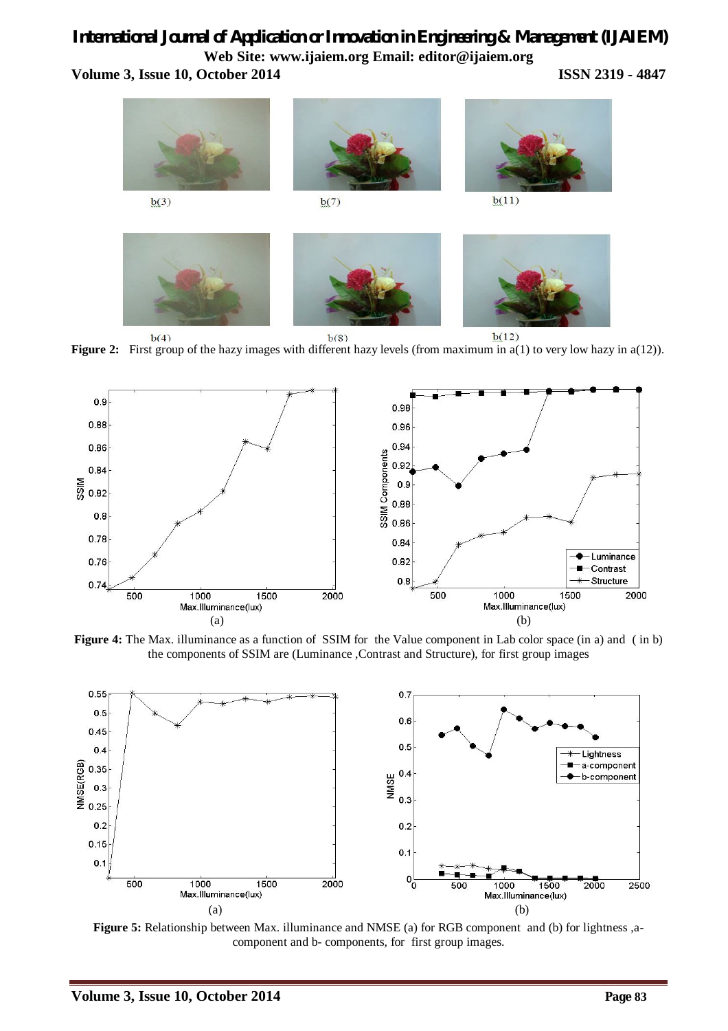b(3) b(7) b(11)

b(4) b(8) b(12)

**Figure 2:** First group of the hazy images with different hazy levels (from maximum in a(1) to very low hazy in a(12)).

(a) (b)

**Figure 4:** The Max. illuminance as a function of SSIM for the Value component in Lab color space (in a) and (in b) the components of SSIM are (Luminance ,Contrast and Structure), for first group images

(a) (b)

**Figure 5:** Relationship between Max. illuminance and NMSE (a) for RGB component and (b) for lightness ,a-component and b- components, for first group images.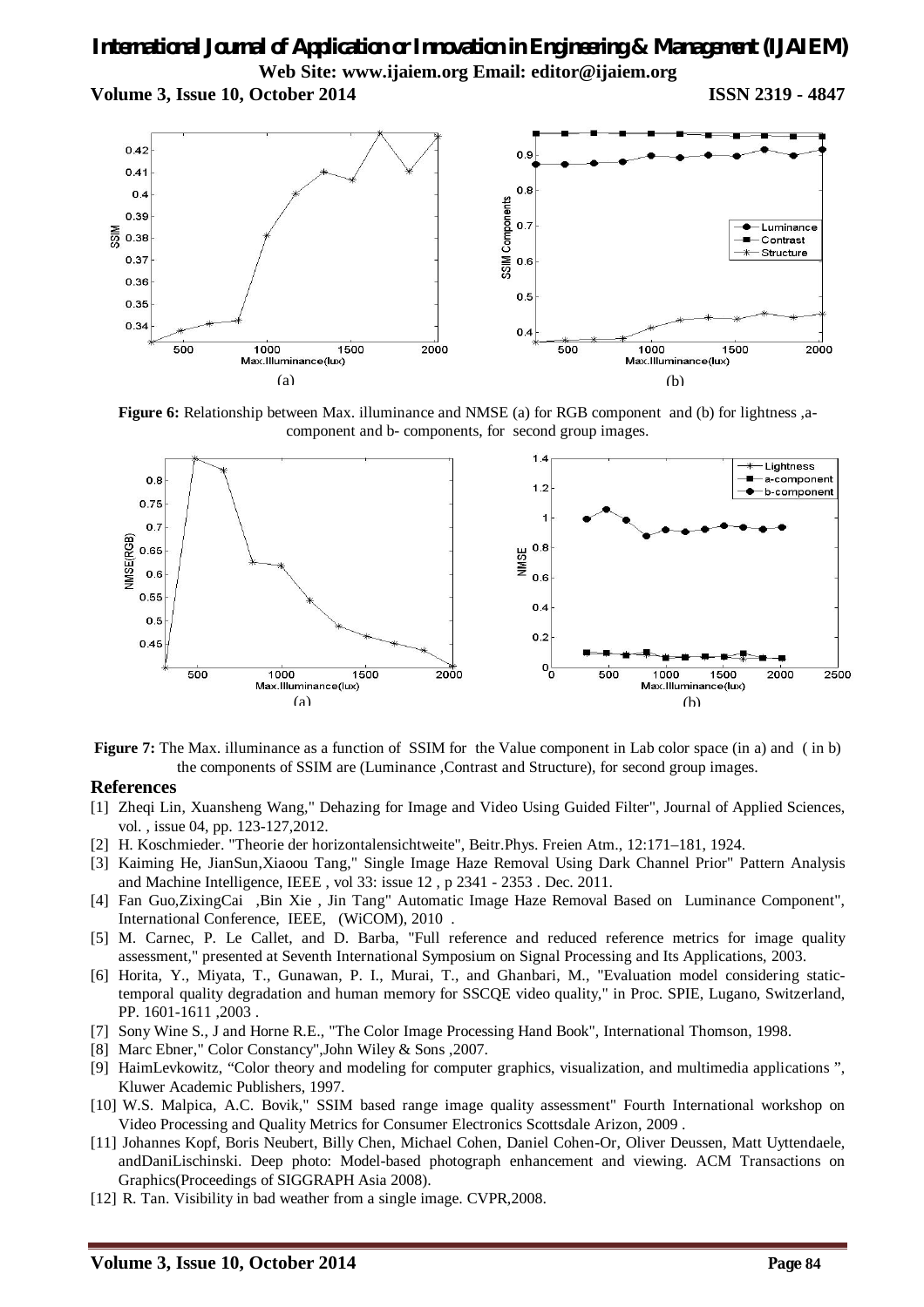Figure 6: Relationship between Max. illuminance and NMSE (a) for RGB component and (b) for lightness ,a-component and b- components, for second group images.

Figure 7: The Max. illuminance as a function of SSIM for the Value component in Lab color space (in a) and ( in b) the components of SSIM are (Luminance ,Contrast and Structure), for second group images.

## References

[1] Zheqi Lin, Xuansheng Wang," Dehazing for Image and Video Using Guided Filter", Journal of Applied Sciences, vol. , issue 04, pp. 123-127,2012.

[2] H. Koschmieder. "Theorie der horizontalensichtweite", Beitr.Phys. Freien Atm., 12:171–181, 1924.

[3] Kaiming He, JianSun,Xiaoou Tang," Single Image Haze Removal Using Dark Channel Prior" Pattern Analysis and Machine Intelligence, IEEE , vol 33: issue 12 , p 2341 - 2353 . Dec. 2011.

[4] Fan Guo,ZixingCai ,Bin Xie , Jin Tang" Automatic Image Haze Removal Based on Luminance Component", International Conference, IEEE, (WiCOM), 2010 .

[5] M. Carnec, P. Le Callet, and D. Barba, "Full reference and reduced reference metrics for image quality assessment," presented at Seventh International Symposium on Signal Processing and Its Applications, 2003.

[6] Horita, Y., Miyata, T., Gunawan, P. I., Murai, T., and Ghanbari, M., "Evaluation model considering static-temporal quality degradation and human memory for SSCQE video quality," in Proc. SPIE, Lugano, Switzerland, PP. 1601-1611 ,2003 .

[7] Sony Wine S., J and Horne R.E., "The Color Image Processing Hand Book", International Thomson, 1998.

[8] Marc Ebner," Color Constancy",John Wiley & Sons ,2007.

[9] HaimLevkowitz, "Color theory and modeling for computer graphics, visualization, and multimedia applications ", Kluwer Academic Publishers, 1997.

[10] W.S. Malpica, A.C. Bovik," SSIM based range image quality assessment" Fourth International workshop on Video Processing and Quality Metrics for Consumer Electronics Scottsdale Arizon, 2009 .

[11] Johannes Kopf, Boris Neubert, Billy Chen, Michael Cohen, Daniel Cohen-Or, Oliver Deussen, Matt Uyttendaele, andDaniLischinski. Deep photo: Model-based photograph enhancement and viewing. ACM Transactions on Graphics(Proceedings of SIGGRAPH Asia 2008).

[12] R. Tan. Visibility in bad weather from a single image. CVPR,2008.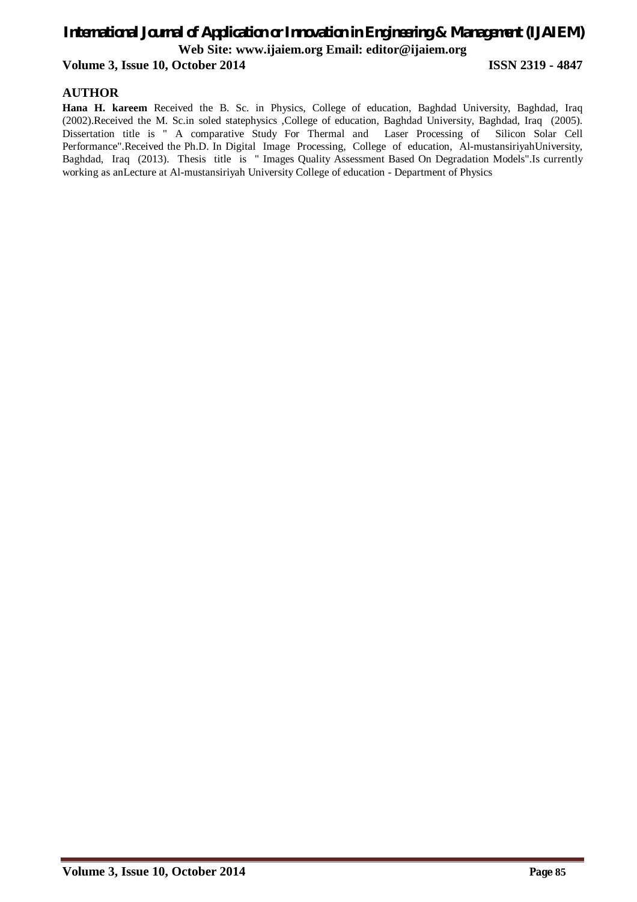## AUTHOR

**Hana H. kareem** Received the B. Sc. in Physics, College of education, Baghdad University, Baghdad, Iraq (2002).Received the M. Sc.in soled statephysics ,College of education, Baghdad University, Baghdad, Iraq (2005). Dissertation title is " A comparative Study For Thermal and Laser Processing of Silicon Solar Cell Performance".Received the Ph.D. In Digital Image Processing, College of education, Al-mustansiriyahUniversity, Baghdad, Iraq (2013). Thesis title is " Images Quality Assessment Based On Degradation Models".Is currently working as anLecture at Al-mustansiriyah University College of education - Department of Physics